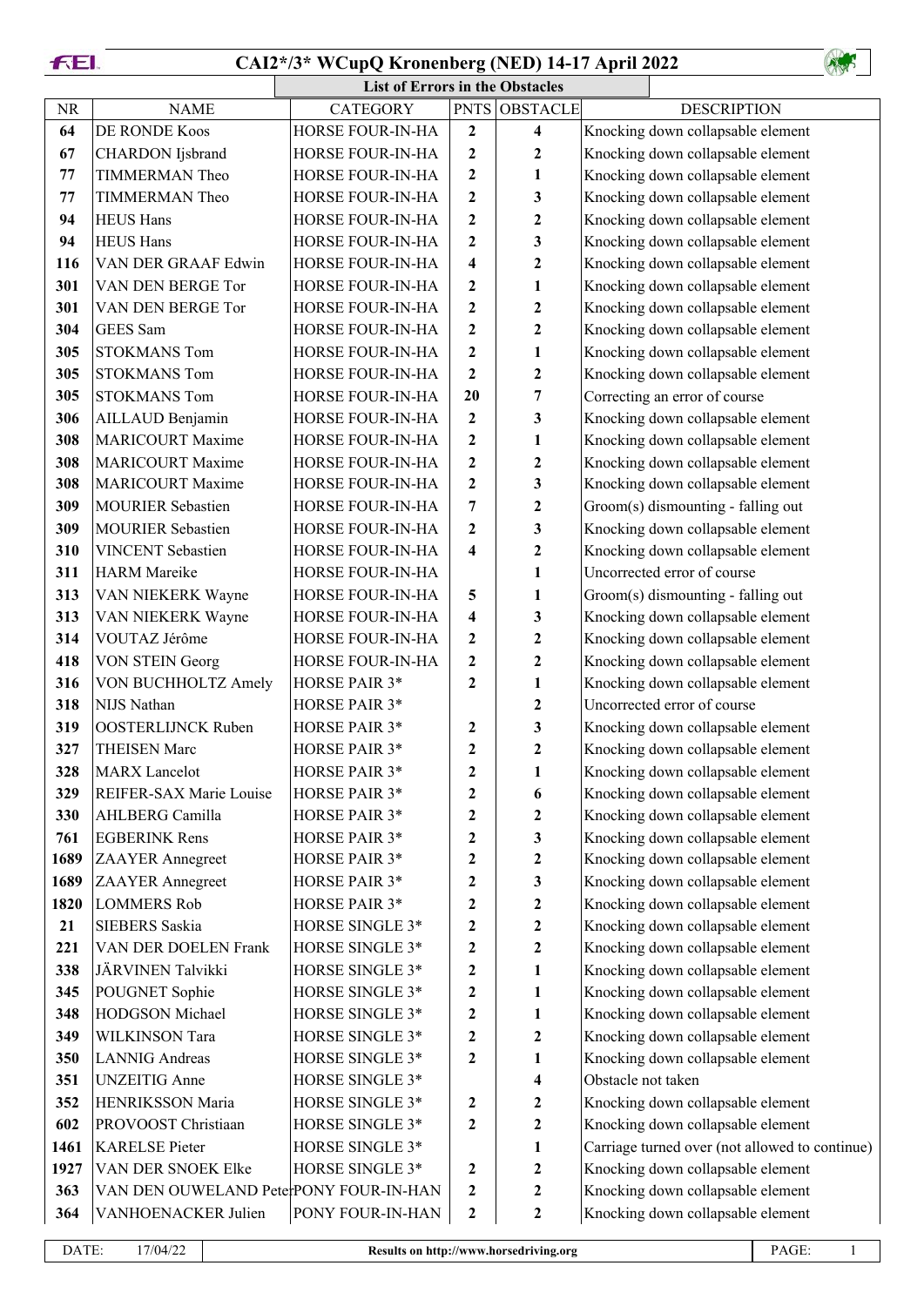# CAI2*/3* WCupQ Kronenberg (NED) 14-17 April 2022

## List of Errors in the Obstacles

| NR | NAME | CATEGORY | PNTS | OBSTACLE | DESCRIPTION |
|---|---|---|---|---|---|
| 64 | DE RONDE Koos | HORSE FOUR-IN-HA | 2 | 4 | Knocking down collapsable element |
| 67 | CHARDON Ijsbrand | HORSE FOUR-IN-HA | 2 | 2 | Knocking down collapsable element |
| 77 | TIMMERMAN Theo | HORSE FOUR-IN-HA | 2 | 1 | Knocking down collapsable element |
| 77 | TIMMERMAN Theo | HORSE FOUR-IN-HA | 2 | 3 | Knocking down collapsable element |
| 94 | HEUS Hans | HORSE FOUR-IN-HA | 2 | 2 | Knocking down collapsable element |
| 94 | HEUS Hans | HORSE FOUR-IN-HA | 2 | 3 | Knocking down collapsable element |
| 116 | VAN DER GRAAF Edwin | HORSE FOUR-IN-HA | 4 | 2 | Knocking down collapsable element |
| 301 | VAN DEN BERGE Tor | HORSE FOUR-IN-HA | 2 | 1 | Knocking down collapsable element |
| 301 | VAN DEN BERGE Tor | HORSE FOUR-IN-HA | 2 | 2 | Knocking down collapsable element |
| 304 | GEES Sam | HORSE FOUR-IN-HA | 2 | 2 | Knocking down collapsable element |
| 305 | STOKMANS Tom | HORSE FOUR-IN-HA | 2 | 1 | Knocking down collapsable element |
| 305 | STOKMANS Tom | HORSE FOUR-IN-HA | 2 | 2 | Knocking down collapsable element |
| 305 | STOKMANS Tom | HORSE FOUR-IN-HA | 20 | 7 | Correcting an error of course |
| 306 | AILLAUD Benjamin | HORSE FOUR-IN-HA | 2 | 3 | Knocking down collapsable element |
| 308 | MARICOURT Maxime | HORSE FOUR-IN-HA | 2 | 1 | Knocking down collapsable element |
| 308 | MARICOURT Maxime | HORSE FOUR-IN-HA | 2 | 2 | Knocking down collapsable element |
| 308 | MARICOURT Maxime | HORSE FOUR-IN-HA | 2 | 3 | Knocking down collapsable element |
| 309 | MOURIER Sebastien | HORSE FOUR-IN-HA | 7 | 2 | Groom(s) dismounting - falling out |
| 309 | MOURIER Sebastien | HORSE FOUR-IN-HA | 2 | 3 | Knocking down collapsable element |
| 310 | VINCENT Sebastien | HORSE FOUR-IN-HA | 4 | 2 | Knocking down collapsable element |
| 311 | HARM Mareike | HORSE FOUR-IN-HA | | 1 | Uncorrected error of course |
| 313 | VAN NIEKERK Wayne | HORSE FOUR-IN-HA | 5 | 1 | Groom(s) dismounting - falling out |
| 313 | VAN NIEKERK Wayne | HORSE FOUR-IN-HA | 4 | 3 | Knocking down collapsable element |
| 314 | VOUTAZ Jérôme | HORSE FOUR-IN-HA | 2 | 2 | Knocking down collapsable element |
| 418 | VON STEIN Georg | HORSE FOUR-IN-HA | 2 | 2 | Knocking down collapsable element |
| 316 | VON BUCHHOLTZ Amely | HORSE PAIR 3* | 2 | 1 | Knocking down collapsable element |
| 318 | NIJS Nathan | HORSE PAIR 3* | | 2 | Uncorrected error of course |
| 319 | OOSTERLIJNCK Ruben | HORSE PAIR 3* | 2 | 3 | Knocking down collapsable element |
| 327 | THEISEN Marc | HORSE PAIR 3* | 2 | 2 | Knocking down collapsable element |
| 328 | MARX Lancelot | HORSE PAIR 3* | 2 | 1 | Knocking down collapsable element |
| 329 | REIFER-SAX Marie Louise | HORSE PAIR 3* | 2 | 6 | Knocking down collapsable element |
| 330 | AHLBERG Camilla | HORSE PAIR 3* | 2 | 2 | Knocking down collapsable element |
| 761 | EGBERINK Rens | HORSE PAIR 3* | 2 | 3 | Knocking down collapsable element |
| 1689 | ZAAYER Annegreet | HORSE PAIR 3* | 2 | 2 | Knocking down collapsable element |
| 1689 | ZAAYER Annegreet | HORSE PAIR 3* | 2 | 3 | Knocking down collapsable element |
| 1820 | LOMMERS Rob | HORSE PAIR 3* | 2 | 2 | Knocking down collapsable element |
| 21 | SIEBERS Saskia | HORSE SINGLE 3* | 2 | 2 | Knocking down collapsable element |
| 221 | VAN DER DOELEN Frank | HORSE SINGLE 3* | 2 | 2 | Knocking down collapsable element |
| 338 | JÄRVINEN Talvikki | HORSE SINGLE 3* | 2 | 1 | Knocking down collapsable element |
| 345 | POUGNET Sophie | HORSE SINGLE 3* | 2 | 1 | Knocking down collapsable element |
| 348 | HODGSON Michael | HORSE SINGLE 3* | 2 | 1 | Knocking down collapsable element |
| 349 | WILKINSON Tara | HORSE SINGLE 3* | 2 | 2 | Knocking down collapsable element |
| 350 | LANNIG Andreas | HORSE SINGLE 3* | 2 | 1 | Knocking down collapsable element |
| 351 | UNZEITIG Anne | HORSE SINGLE 3* | | 4 | Obstacle not taken |
| 352 | HENRIKSSON Maria | HORSE SINGLE 3* | 2 | 2 | Knocking down collapsable element |
| 602 | PROVOOST Christiaan | HORSE SINGLE 3* | 2 | 2 | Knocking down collapsable element |
| 1461 | KARELSE Pieter | HORSE SINGLE 3* | | 1 | Carriage turned over (not allowed to continue) |
| 1927 | VAN DER SNOEK Elke | HORSE SINGLE 3* | 2 | 2 | Knocking down collapsable element |
| 363 | VAN DEN OUWELAND Peter | PONY FOUR-IN-HAN | 2 | 2 | Knocking down collapsable element |
| 364 | VANHOENACKER Julien | PONY FOUR-IN-HAN | 2 | 2 | Knocking down collapsable element |

DATE: 17/04/22 — Results on http://www.horsedriving.org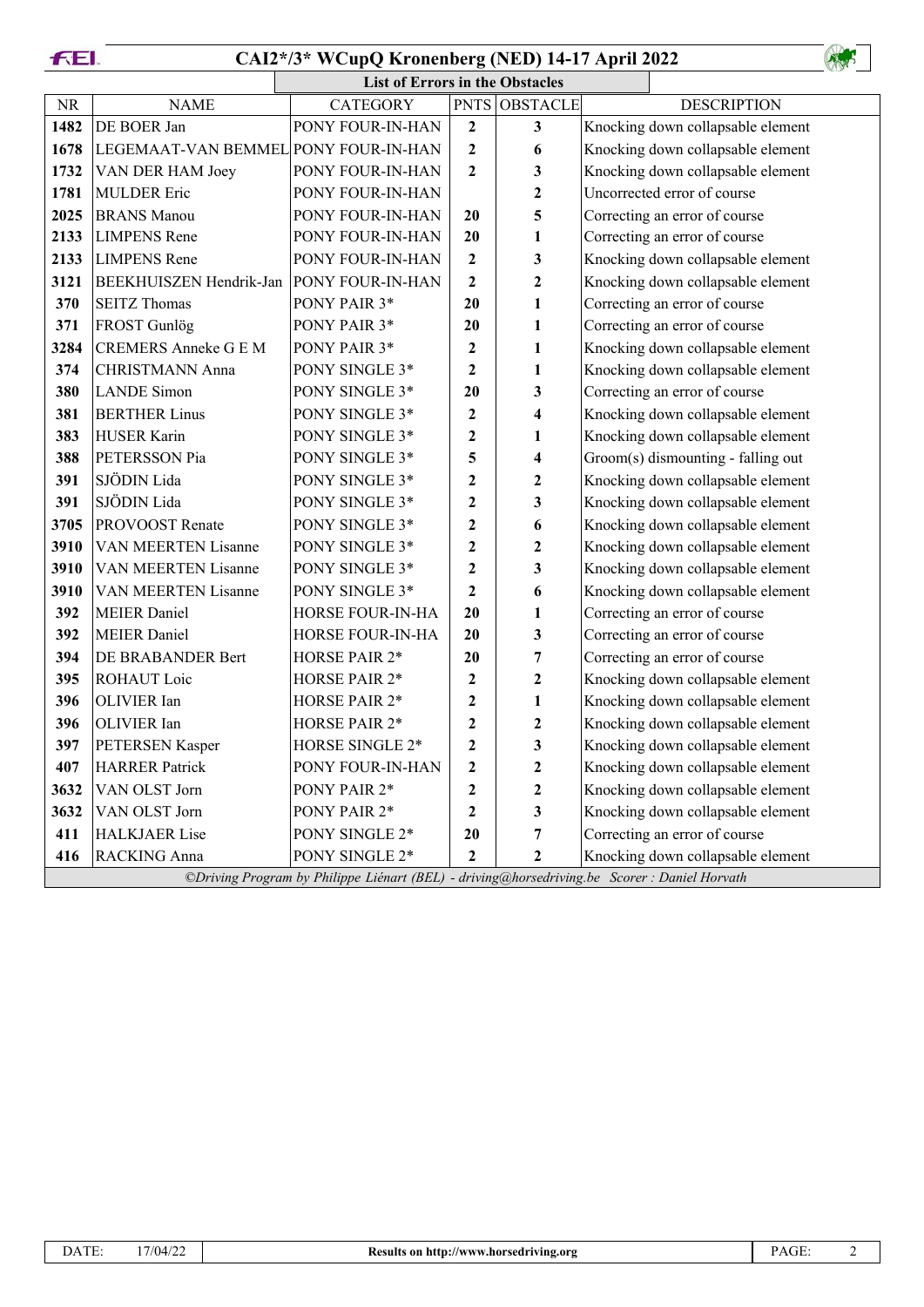# CAI2*/3* WCupQ Kronenberg (NED) 14-17 April 2022

## List of Errors in the Obstacles

| NR | NAME | CATEGORY | PNTS | OBSTACLE | DESCRIPTION |
|---|---|---|---|---|---|
| 1482 | DE BOER Jan | PONY FOUR-IN-HAN | 2 | 3 | Knocking down collapsable element |
| 1678 | LEGEMAAT-VAN BEMMEL | PONY FOUR-IN-HAN | 2 | 6 | Knocking down collapsable element |
| 1732 | VAN DER HAM Joey | PONY FOUR-IN-HAN | 2 | 3 | Knocking down collapsable element |
| 1781 | MULDER Eric | PONY FOUR-IN-HAN | | 2 | Uncorrected error of course |
| 2025 | BRANS Manou | PONY FOUR-IN-HAN | 20 | 5 | Correcting an error of course |
| 2133 | LIMPENS Rene | PONY FOUR-IN-HAN | 20 | 1 | Correcting an error of course |
| 2133 | LIMPENS Rene | PONY FOUR-IN-HAN | 2 | 3 | Knocking down collapsable element |
| 3121 | BEEKHUISZEN Hendrik-Jan | PONY FOUR-IN-HAN | 2 | 2 | Knocking down collapsable element |
| 370 | SEITZ Thomas | PONY PAIR 3* | 20 | 1 | Correcting an error of course |
| 371 | FROST Gunlög | PONY PAIR 3* | 20 | 1 | Correcting an error of course |
| 3284 | CREMERS Anneke G E M | PONY PAIR 3* | 2 | 1 | Knocking down collapsable element |
| 374 | CHRISTMANN Anna | PONY SINGLE 3* | 2 | 1 | Knocking down collapsable element |
| 380 | LANDE Simon | PONY SINGLE 3* | 20 | 3 | Correcting an error of course |
| 381 | BERTHER Linus | PONY SINGLE 3* | 2 | 4 | Knocking down collapsable element |
| 383 | HUSER Karin | PONY SINGLE 3* | 2 | 1 | Knocking down collapsable element |
| 388 | PETERSSON Pia | PONY SINGLE 3* | 5 | 4 | Groom(s) dismounting - falling out |
| 391 | SJÖDIN Lida | PONY SINGLE 3* | 2 | 2 | Knocking down collapsable element |
| 391 | SJÖDIN Lida | PONY SINGLE 3* | 2 | 3 | Knocking down collapsable element |
| 3705 | PROVOOST Renate | PONY SINGLE 3* | 2 | 6 | Knocking down collapsable element |
| 3910 | VAN MEERTEN Lisanne | PONY SINGLE 3* | 2 | 2 | Knocking down collapsable element |
| 3910 | VAN MEERTEN Lisanne | PONY SINGLE 3* | 2 | 3 | Knocking down collapsable element |
| 3910 | VAN MEERTEN Lisanne | PONY SINGLE 3* | 2 | 6 | Knocking down collapsable element |
| 392 | MEIER Daniel | HORSE FOUR-IN-HA | 20 | 1 | Correcting an error of course |
| 392 | MEIER Daniel | HORSE FOUR-IN-HA | 20 | 3 | Correcting an error of course |
| 394 | DE BRABANDER Bert | HORSE PAIR 2* | 20 | 7 | Correcting an error of course |
| 395 | ROHAUT Loic | HORSE PAIR 2* | 2 | 2 | Knocking down collapsable element |
| 396 | OLIVIER Ian | HORSE PAIR 2* | 2 | 1 | Knocking down collapsable element |
| 396 | OLIVIER Ian | HORSE PAIR 2* | 2 | 2 | Knocking down collapsable element |
| 397 | PETERSEN Kasper | HORSE SINGLE 2* | 2 | 3 | Knocking down collapsable element |
| 407 | HARRER Patrick | PONY FOUR-IN-HAN | 2 | 2 | Knocking down collapsable element |
| 3632 | VAN OLST Jorn | PONY PAIR 2* | 2 | 2 | Knocking down collapsable element |
| 3632 | VAN OLST Jorn | PONY PAIR 2* | 2 | 3 | Knocking down collapsable element |
| 411 | HALKJAER Lise | PONY SINGLE 2* | 20 | 7 | Correcting an error of course |
| 416 | RACKING Anna | PONY SINGLE 2* | 2 | 2 | Knocking down collapsable element |

*©Driving Program by Philippe Liénart (BEL) - driving@horsedriving.be Scorer : Daniel Horvath*

DATE: 17/04/22 — Results on http://www.horsedriving.org